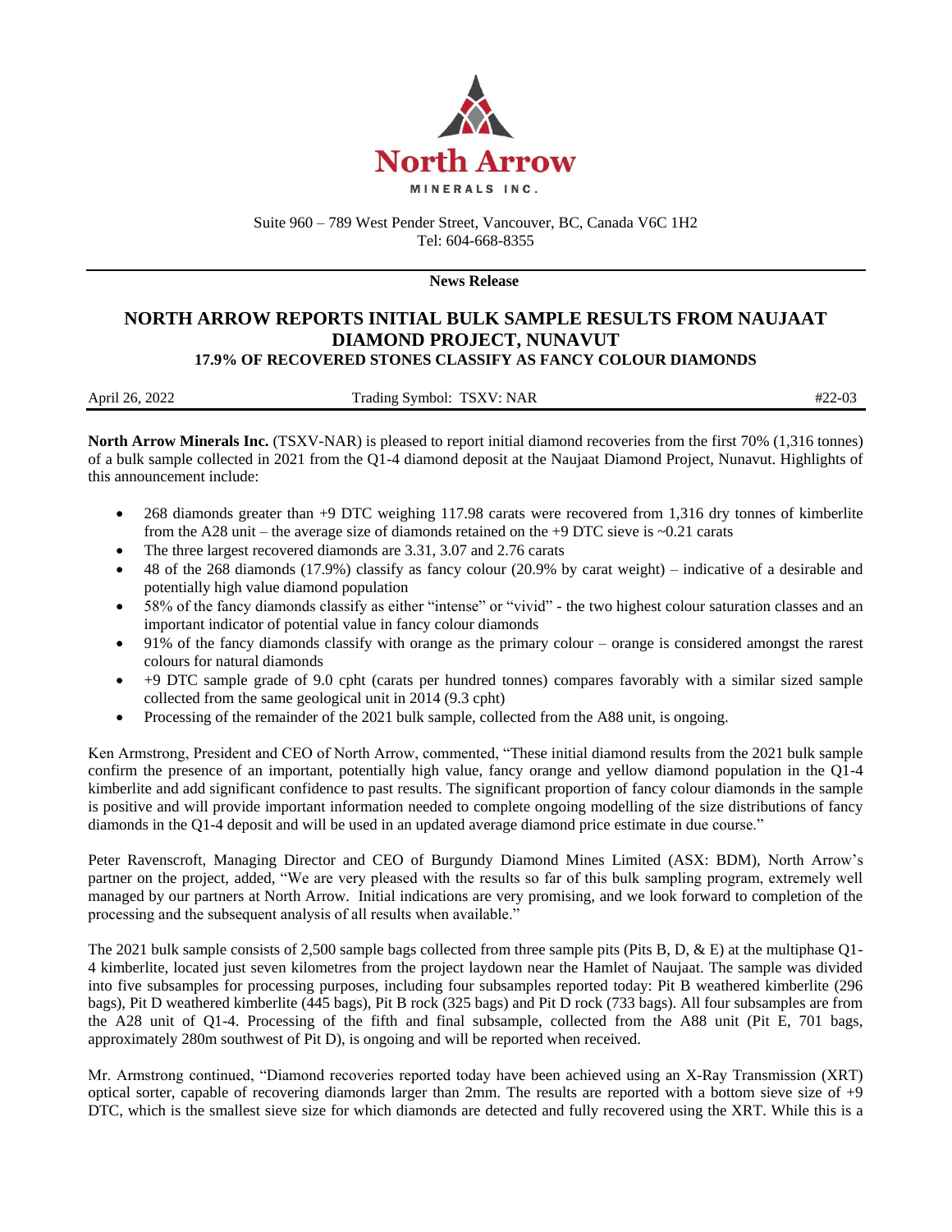North Arrow

MINERALS INC.

Suite 960 – 789 West Pender Street, Vancouver, BC, Canada V6C 1H2
Tel: 604-668-8355

**News Release**

# NORTH ARROW REPORTS INITIAL BULK SAMPLE RESULTS FROM NAUJAAT DIAMOND PROJECT, NUNAVUT

## 17.9% OF RECOVERED STONES CLASSIFY AS FANCY COLOUR DIAMONDS

April 26, 2022 Trading Symbol: TSXV: NAR #22-03

**North Arrow Minerals Inc.** (TSXV-NAR) is pleased to report initial diamond recoveries from the first 70% (1,316 tonnes) of a bulk sample collected in 2021 from the Q1-4 diamond deposit at the Naujaat Diamond Project, Nunavut. Highlights of this announcement include:

- 268 diamonds greater than +9 DTC weighing 117.98 carats were recovered from 1,316 dry tonnes of kimberlite from the A28 unit – the average size of diamonds retained on the +9 DTC sieve is ~0.21 carats
- The three largest recovered diamonds are 3.31, 3.07 and 2.76 carats
- 48 of the 268 diamonds (17.9%) classify as fancy colour (20.9% by carat weight) – indicative of a desirable and potentially high value diamond population
- 58% of the fancy diamonds classify as either "intense" or "vivid" - the two highest colour saturation classes and an important indicator of potential value in fancy colour diamonds
- 91% of the fancy diamonds classify with orange as the primary colour – orange is considered amongst the rarest colours for natural diamonds
- +9 DTC sample grade of 9.0 cpht (carats per hundred tonnes) compares favorably with a similar sized sample collected from the same geological unit in 2014 (9.3 cpht)
- Processing of the remainder of the 2021 bulk sample, collected from the A88 unit, is ongoing.

Ken Armstrong, President and CEO of North Arrow, commented, "These initial diamond results from the 2021 bulk sample confirm the presence of an important, potentially high value, fancy orange and yellow diamond population in the Q1-4 kimberlite and add significant confidence to past results. The significant proportion of fancy colour diamonds in the sample is positive and will provide important information needed to complete ongoing modelling of the size distributions of fancy diamonds in the Q1-4 deposit and will be used in an updated average diamond price estimate in due course."

Peter Ravenscroft, Managing Director and CEO of Burgundy Diamond Mines Limited (ASX: BDM), North Arrow's partner on the project, added, "We are very pleased with the results so far of this bulk sampling program, extremely well managed by our partners at North Arrow. Initial indications are very promising, and we look forward to completion of the processing and the subsequent analysis of all results when available."

The 2021 bulk sample consists of 2,500 sample bags collected from three sample pits (Pits B, D, & E) at the multiphase Q1-4 kimberlite, located just seven kilometres from the project laydown near the Hamlet of Naujaat. The sample was divided into five subsamples for processing purposes, including four subsamples reported today: Pit B weathered kimberlite (296 bags), Pit D weathered kimberlite (445 bags), Pit B rock (325 bags) and Pit D rock (733 bags). All four subsamples are from the A28 unit of Q1-4. Processing of the fifth and final subsample, collected from the A88 unit (Pit E, 701 bags, approximately 280m southwest of Pit D), is ongoing and will be reported when received.

Mr. Armstrong continued, "Diamond recoveries reported today have been achieved using an X-Ray Transmission (XRT) optical sorter, capable of recovering diamonds larger than 2mm. The results are reported with a bottom sieve size of +9 DTC, which is the smallest sieve size for which diamonds are detected and fully recovered using the XRT. While this is a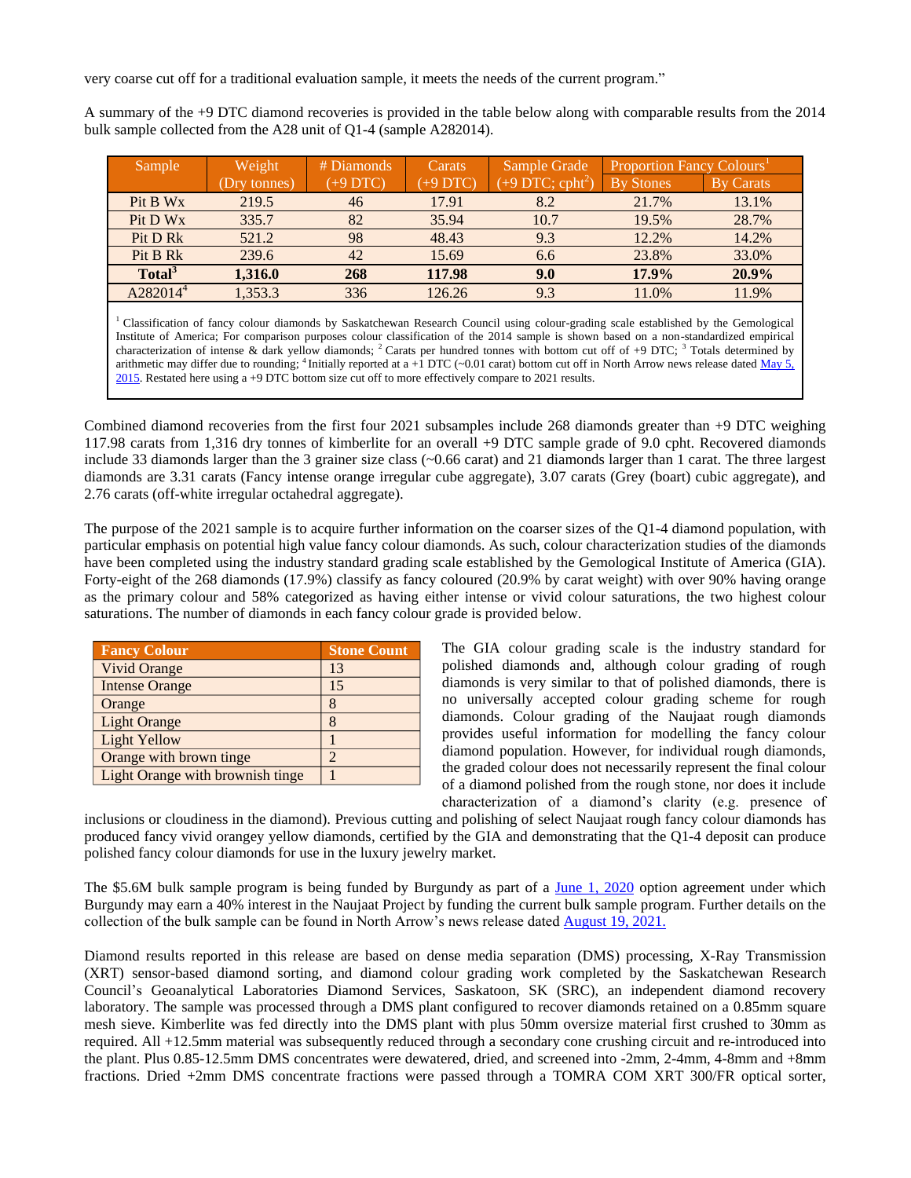very coarse cut off for a traditional evaluation sample, it meets the needs of the current program."

A summary of the +9 DTC diamond recoveries is provided in the table below along with comparable results from the 2014 bulk sample collected from the A28 unit of Q1-4 (sample A282014).

| Sample | Weight (Dry tonnes) | # Diamonds (+9 DTC) | Carats (+9 DTC) | Sample Grade (+9 DTC; cpht[2]) | Proportion Fancy Colours[1] | |
|---|---|---|---|---|---|---|
| | | | | | By Stones | By Carats |
| Pit B Wx | 219.5 | 46 | 17.91 | 8.2 | 21.7% | 13.1% |
| Pit D Wx | 335.7 | 82 | 35.94 | 10.7 | 19.5% | 28.7% |
| Pit D Rk | 521.2 | 98 | 48.43 | 9.3 | 12.2% | 14.2% |
| Pit B Rk | 239.6 | 42 | 15.69 | 6.6 | 23.8% | 33.0% |
| **Total[3]** | **1,316.0** | **268** | **117.98** | **9.0** | **17.9%** | **20.9%** |
| A282014[4] | 1,353.3 | 336 | 126.26 | 9.3 | 11.0% | 11.9% |

[1] Classification of fancy colour diamonds by Saskatchewan Research Council using colour-grading scale established by the Gemological Institute of America; For comparison purposes colour classification of the 2014 sample is shown based on a non-standardized empirical characterization of intense & dark yellow diamonds; [2] Carats per hundred tonnes with bottom cut off of +9 DTC; [3] Totals determined by arithmetic may differ due to rounding; [4] Initially reported at a +1 DTC (~0.01 carat) bottom cut off in North Arrow news release dated May 5, 2015. Restated here using a +9 DTC bottom size cut off to more effectively compare to 2021 results.

Combined diamond recoveries from the first four 2021 subsamples include 268 diamonds greater than +9 DTC weighing 117.98 carats from 1,316 dry tonnes of kimberlite for an overall +9 DTC sample grade of 9.0 cpht. Recovered diamonds include 33 diamonds larger than the 3 grainer size class (~0.66 carat) and 21 diamonds larger than 1 carat. The three largest diamonds are 3.31 carats (Fancy intense orange irregular cube aggregate), 3.07 carats (Grey (boart) cubic aggregate), and 2.76 carats (off-white irregular octahedral aggregate).

The purpose of the 2021 sample is to acquire further information on the coarser sizes of the Q1-4 diamond population, with particular emphasis on potential high value fancy colour diamonds. As such, colour characterization studies of the diamonds have been completed using the industry standard grading scale established by the Gemological Institute of America (GIA). Forty-eight of the 268 diamonds (17.9%) classify as fancy coloured (20.9% by carat weight) with over 90% having orange as the primary colour and 58% categorized as having either intense or vivid colour saturations, the two highest colour saturations. The number of diamonds in each fancy colour grade is provided below.

| Fancy Colour | Stone Count |
|---|---|
| Vivid Orange | 13 |
| Intense Orange | 15 |
| Orange | 8 |
| Light Orange | 8 |
| Light Yellow | 1 |
| Orange with brown tinge | 2 |
| Light Orange with brownish tinge | 1 |

The GIA colour grading scale is the industry standard for polished diamonds and, although colour grading of rough diamonds is very similar to that of polished diamonds, there is no universally accepted colour grading scheme for rough diamonds. Colour grading of the Naujaat rough diamonds provides useful information for modelling the fancy colour diamond population. However, for individual rough diamonds, the graded colour does not necessarily represent the final colour of a diamond polished from the rough stone, nor does it include characterization of a diamond's clarity (e.g. presence of inclusions or cloudiness in the diamond). Previous cutting and polishing of select Naujaat rough fancy colour diamonds has produced fancy vivid orangey yellow diamonds, certified by the GIA and demonstrating that the Q1-4 deposit can produce polished fancy colour diamonds for use in the luxury jewelry market.

The $5.6M bulk sample program is being funded by Burgundy as part of a June 1, 2020 option agreement under which Burgundy may earn a 40% interest in the Naujaat Project by funding the current bulk sample program. Further details on the collection of the bulk sample can be found in North Arrow's news release dated August 19, 2021.

Diamond results reported in this release are based on dense media separation (DMS) processing, X-Ray Transmission (XRT) sensor-based diamond sorting, and diamond colour grading work completed by the Saskatchewan Research Council's Geoanalytical Laboratories Diamond Services, Saskatoon, SK (SRC), an independent diamond recovery laboratory. The sample was processed through a DMS plant configured to recover diamonds retained on a 0.85mm square mesh sieve. Kimberlite was fed directly into the DMS plant with plus 50mm oversize material first crushed to 30mm as required. All +12.5mm material was subsequently reduced through a secondary cone crushing circuit and re-introduced into the plant. Plus 0.85-12.5mm DMS concentrates were dewatered, dried, and screened into -2mm, 2-4mm, 4-8mm and +8mm fractions. Dried +2mm DMS concentrate fractions were passed through a TOMRA COM XRT 300/FR optical sorter,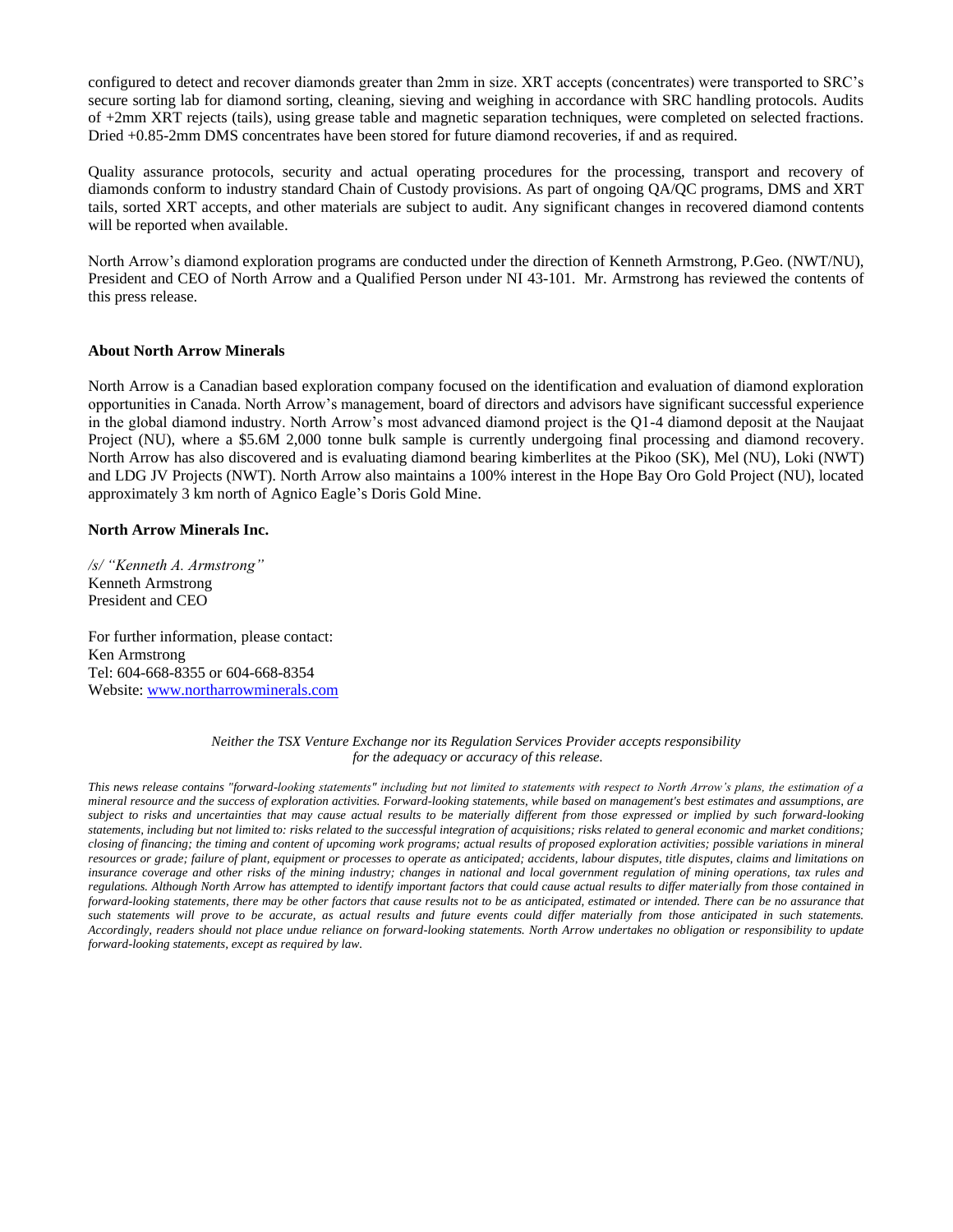configured to detect and recover diamonds greater than 2mm in size. XRT accepts (concentrates) were transported to SRC's secure sorting lab for diamond sorting, cleaning, sieving and weighing in accordance with SRC handling protocols. Audits of +2mm XRT rejects (tails), using grease table and magnetic separation techniques, were completed on selected fractions. Dried +0.85-2mm DMS concentrates have been stored for future diamond recoveries, if and as required.

Quality assurance protocols, security and actual operating procedures for the processing, transport and recovery of diamonds conform to industry standard Chain of Custody provisions. As part of ongoing QA/QC programs, DMS and XRT tails, sorted XRT accepts, and other materials are subject to audit. Any significant changes in recovered diamond contents will be reported when available.

North Arrow's diamond exploration programs are conducted under the direction of Kenneth Armstrong, P.Geo. (NWT/NU), President and CEO of North Arrow and a Qualified Person under NI 43-101. Mr. Armstrong has reviewed the contents of this press release.

**About North Arrow Minerals**

North Arrow is a Canadian based exploration company focused on the identification and evaluation of diamond exploration opportunities in Canada. North Arrow's management, board of directors and advisors have significant successful experience in the global diamond industry. North Arrow's most advanced diamond project is the Q1-4 diamond deposit at the Naujaat Project (NU), where a \$5.6M 2,000 tonne bulk sample is currently undergoing final processing and diamond recovery. North Arrow has also discovered and is evaluating diamond bearing kimberlites at the Pikoo (SK), Mel (NU), Loki (NWT) and LDG JV Projects (NWT). North Arrow also maintains a 100% interest in the Hope Bay Oro Gold Project (NU), located approximately 3 km north of Agnico Eagle's Doris Gold Mine.

**North Arrow Minerals Inc.**

*/s/ "Kenneth A. Armstrong"*
Kenneth Armstrong
President and CEO

For further information, please contact:
Ken Armstrong
Tel: 604-668-8355 or 604-668-8354
Website: www.northarrowminerals.com

*Neither the TSX Venture Exchange nor its Regulation Services Provider accepts responsibility for the adequacy or accuracy of this release.*

*This news release contains "forward-looking statements" including but not limited to statements with respect to North Arrow's plans, the estimation of a mineral resource and the success of exploration activities. Forward-looking statements, while based on management's best estimates and assumptions, are subject to risks and uncertainties that may cause actual results to be materially different from those expressed or implied by such forward-looking statements, including but not limited to: risks related to the successful integration of acquisitions; risks related to general economic and market conditions; closing of financing; the timing and content of upcoming work programs; actual results of proposed exploration activities; possible variations in mineral resources or grade; failure of plant, equipment or processes to operate as anticipated; accidents, labour disputes, title disputes, claims and limitations on insurance coverage and other risks of the mining industry; changes in national and local government regulation of mining operations, tax rules and regulations. Although North Arrow has attempted to identify important factors that could cause actual results to differ materially from those contained in forward-looking statements, there may be other factors that cause results not to be as anticipated, estimated or intended. There can be no assurance that such statements will prove to be accurate, as actual results and future events could differ materially from those anticipated in such statements. Accordingly, readers should not place undue reliance on forward-looking statements. North Arrow undertakes no obligation or responsibility to update forward-looking statements, except as required by law.*